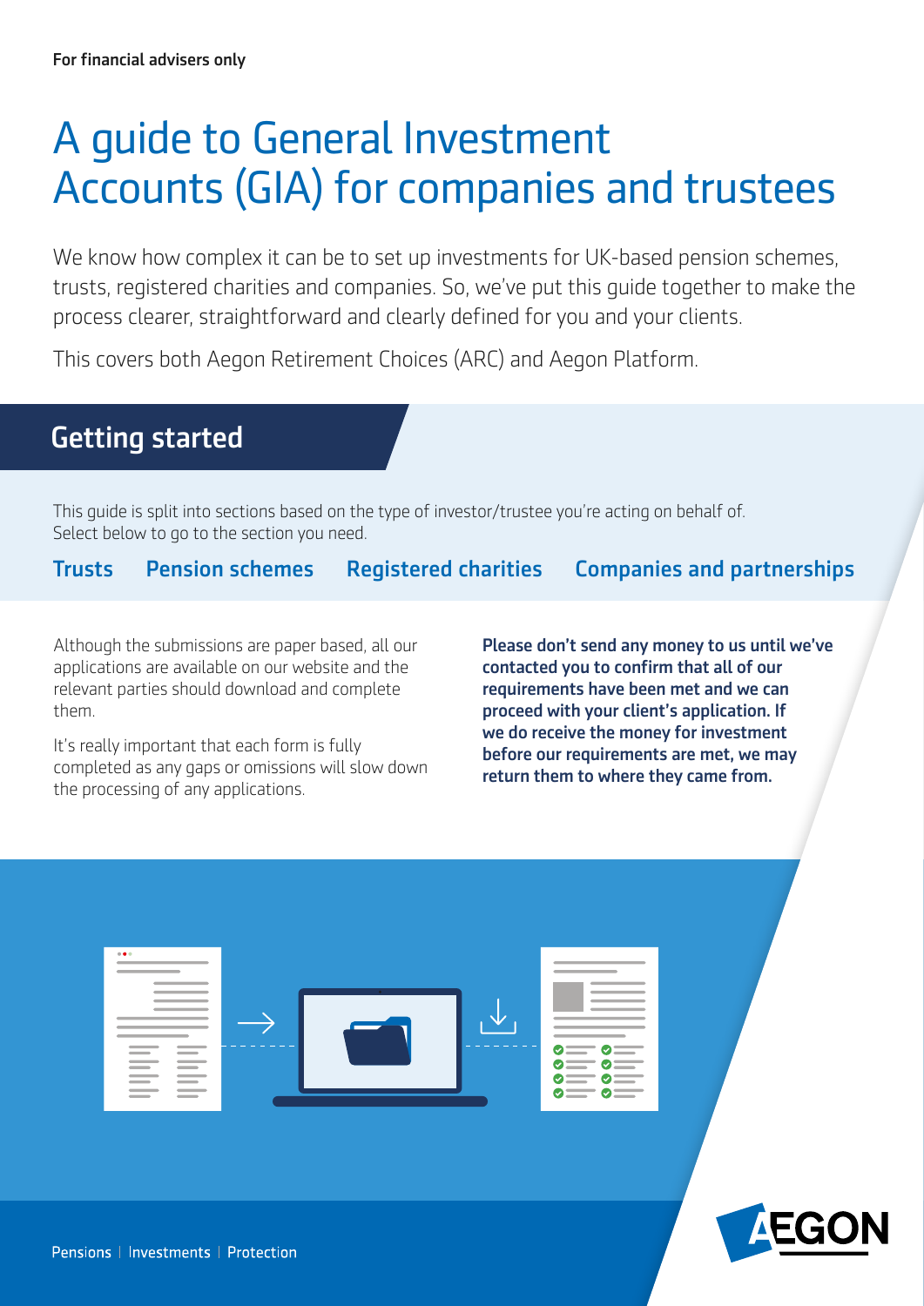For financial advisers only

# A guide to General Investment Accounts (GIA) for companies and trustees

We know how complex it can be to set up investments for UK-based pension schemes, trusts, registered charities and companies. So, we've put this guide together to make the process clearer, straightforward and clearly defined for you and your clients.

This covers both Aegon Retirement Choices (ARC) and Aegon Platform.

## Getting started

This guide is split into sections based on the type of investor/trustee you're acting on behalf of. Select below to go to the section you need.

**Trusts** | **Pension schemes** | **Registered charities** | **Companies and partnerships**

Although the submissions are paper based, all our applications are available on our website and the relevant parties should download and complete them.

It's really important that each form is fully completed as any gaps or omissions will slow down the processing of any applications.

**Please don't send any money to us until we've contacted you to confirm that all of our requirements have been met and we can proceed with your client's application. If we do receive the money for investment before our requirements are met, we may return them to where they came from.**

Pensions | Investments | Protection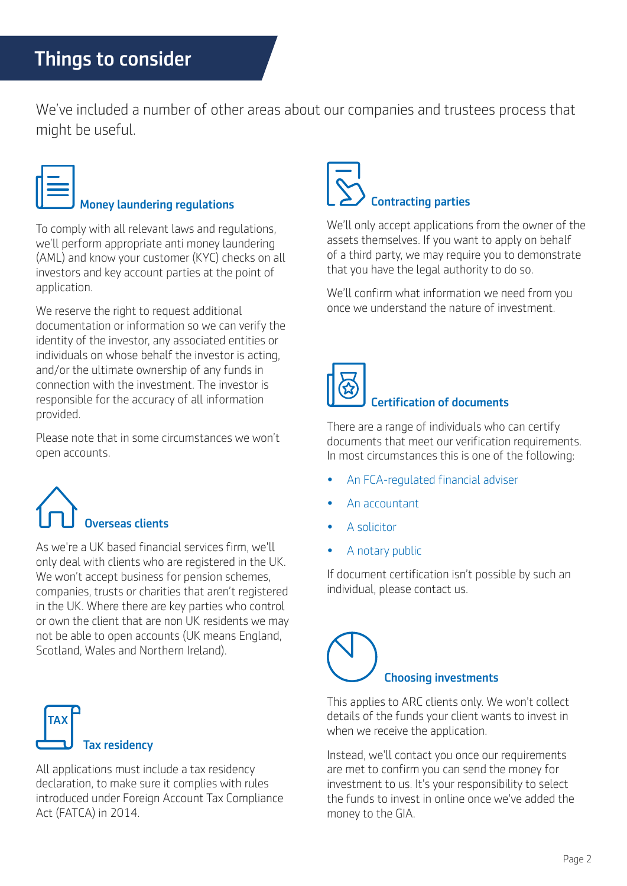# Things to consider

We've included a number of other areas about our companies and trustees process that might be useful.

### Money laundering regulations

To comply with all relevant laws and regulations, we'll perform appropriate anti money laundering (AML) and know your customer (KYC) checks on all investors and key account parties at the point of application.

We reserve the right to request additional documentation or information so we can verify the identity of the investor, any associated entities or individuals on whose behalf the investor is acting, and/or the ultimate ownership of any funds in connection with the investment. The investor is responsible for the accuracy of all information provided.

Please note that in some circumstances we won't open accounts.

### Overseas clients

As we're a UK based financial services firm, we'll only deal with clients who are registered in the UK. We won't accept business for pension schemes, companies, trusts or charities that aren't registered in the UK. Where there are key parties who control or own the client that are non UK residents we may not be able to open accounts (UK means England, Scotland, Wales and Northern Ireland).

### Tax residency

All applications must include a tax residency declaration, to make sure it complies with rules introduced under Foreign Account Tax Compliance Act (FATCA) in 2014.

### Contracting parties

We'll only accept applications from the owner of the assets themselves. If you want to apply on behalf of a third party, we may require you to demonstrate that you have the legal authority to do so.

We'll confirm what information we need from you once we understand the nature of investment.

### Certification of documents

There are a range of individuals who can certify documents that meet our verification requirements. In most circumstances this is one of the following:

- An FCA-regulated financial adviser
- An accountant
- A solicitor
- A notary public

If document certification isn't possible by such an individual, please contact us.

### Choosing investments

This applies to ARC clients only. We won't collect details of the funds your client wants to invest in when we receive the application.

Instead, we'll contact you once our requirements are met to confirm you can send the money for investment to us. It's your responsibility to select the funds to invest in online once we've added the money to the GIA.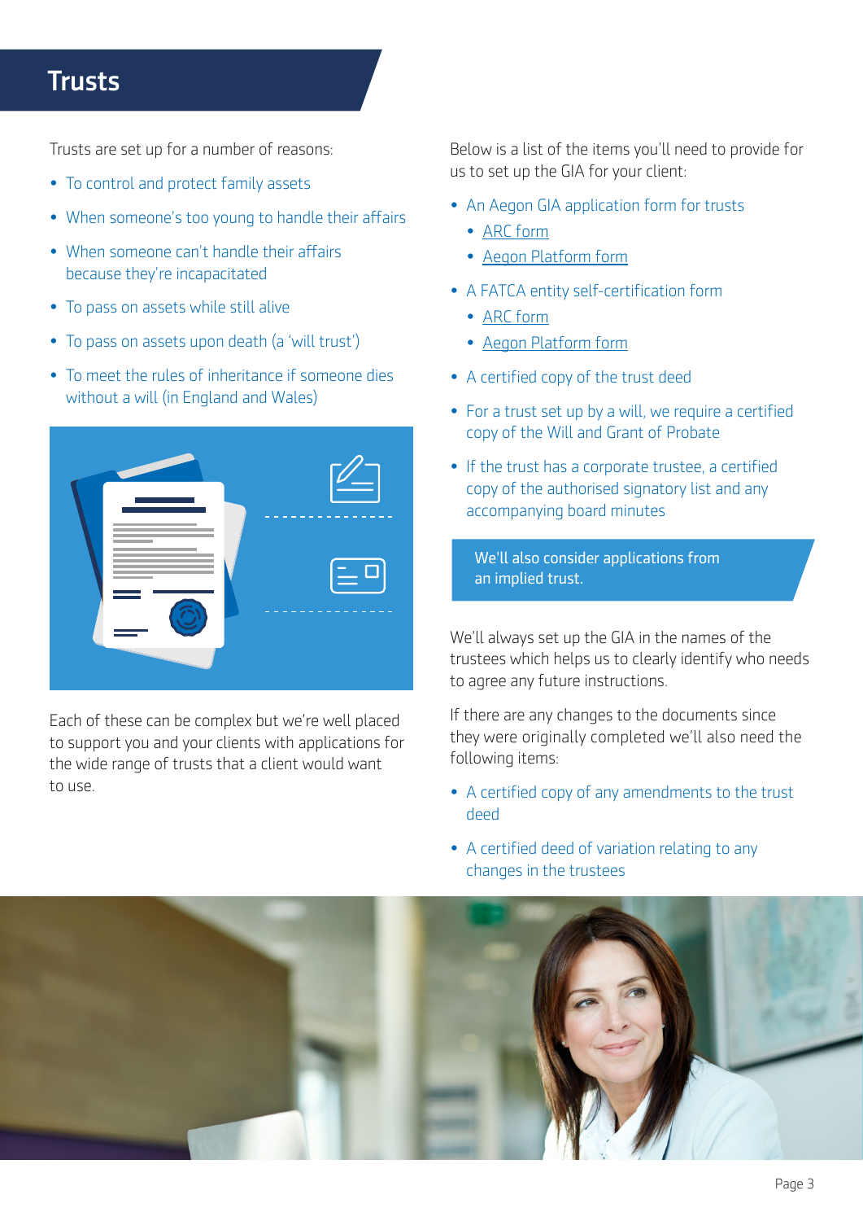# Trusts

Trusts are set up for a number of reasons:

- To control and protect family assets
- When someone's too young to handle their affairs
- When someone can't handle their affairs because they're incapacitated
- To pass on assets while still alive
- To pass on assets upon death (a 'will trust')
- To meet the rules of inheritance if someone dies without a will (in England and Wales)

Each of these can be complex but we're well placed to support you and your clients with applications for the wide range of trusts that a client would want to use.

Below is a list of the items you'll need to provide for us to set up the GIA for your client:

- An Aegon GIA application form for trusts
  - ARC form
  - Aegon Platform form
- A FATCA entity self-certification form
  - ARC form
  - Aegon Platform form
- A certified copy of the trust deed
- For a trust set up by a will, we require a certified copy of the Will and Grant of Probate
- If the trust has a corporate trustee, a certified copy of the authorised signatory list and any accompanying board minutes

We'll also consider applications from an implied trust.

We'll always set up the GIA in the names of the trustees which helps us to clearly identify who needs to agree any future instructions.

If there are any changes to the documents since they were originally completed we'll also need the following items:

- A certified copy of any amendments to the trust deed
- A certified deed of variation relating to any changes in the trustees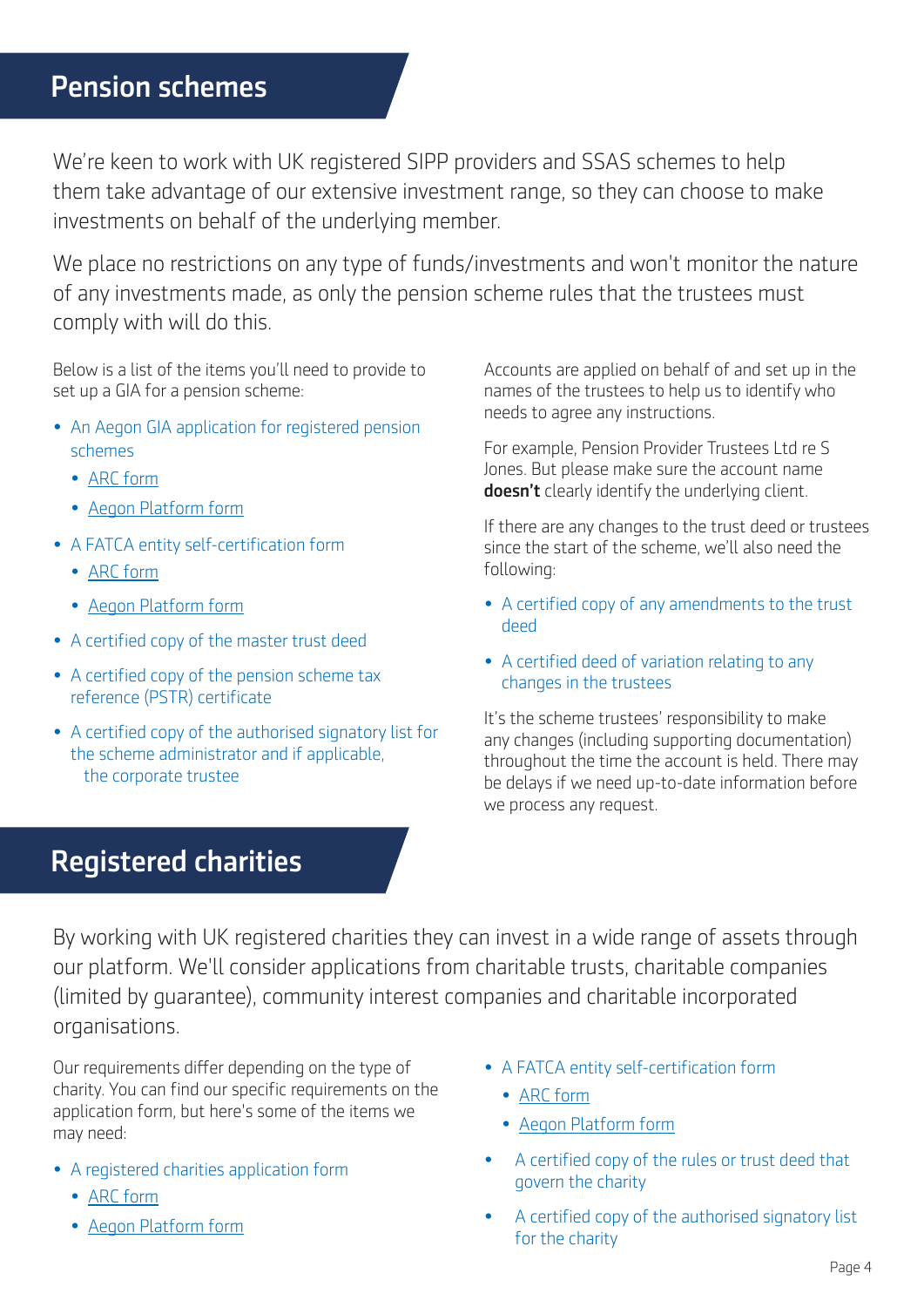## Pension schemes

We're keen to work with UK registered SIPP providers and SSAS schemes to help them take advantage of our extensive investment range, so they can choose to make investments on behalf of the underlying member.

We place no restrictions on any type of funds/investments and won't monitor the nature of any investments made, as only the pension scheme rules that the trustees must comply with will do this.

Below is a list of the items you'll need to provide to set up a GIA for a pension scheme:

- An Aegon GIA application for registered pension schemes
  - ARC form
  - Aegon Platform form
- A FATCA entity self-certification form
  - ARC form
  - Aegon Platform form
- A certified copy of the master trust deed
- A certified copy of the pension scheme tax reference (PSTR) certificate
- A certified copy of the authorised signatory list for the scheme administrator and if applicable, the corporate trustee

Accounts are applied on behalf of and set up in the names of the trustees to help us to identify who needs to agree any instructions.

For example, Pension Provider Trustees Ltd re S Jones. But please make sure the account name **doesn't** clearly identify the underlying client.

If there are any changes to the trust deed or trustees since the start of the scheme, we'll also need the following:

- A certified copy of any amendments to the trust deed
- A certified deed of variation relating to any changes in the trustees

It's the scheme trustees' responsibility to make any changes (including supporting documentation) throughout the time the account is held. There may be delays if we need up-to-date information before we process any request.

## Registered charities

By working with UK registered charities they can invest in a wide range of assets through our platform. We'll consider applications from charitable trusts, charitable companies (limited by guarantee), community interest companies and charitable incorporated organisations.

Our requirements differ depending on the type of charity. You can find our specific requirements on the application form, but here's some of the items we may need:

- A registered charities application form
  - ARC form
  - Aegon Platform form
- A FATCA entity self-certification form
  - ARC form
  - Aegon Platform form
- A certified copy of the rules or trust deed that govern the charity
- A certified copy of the authorised signatory list for the charity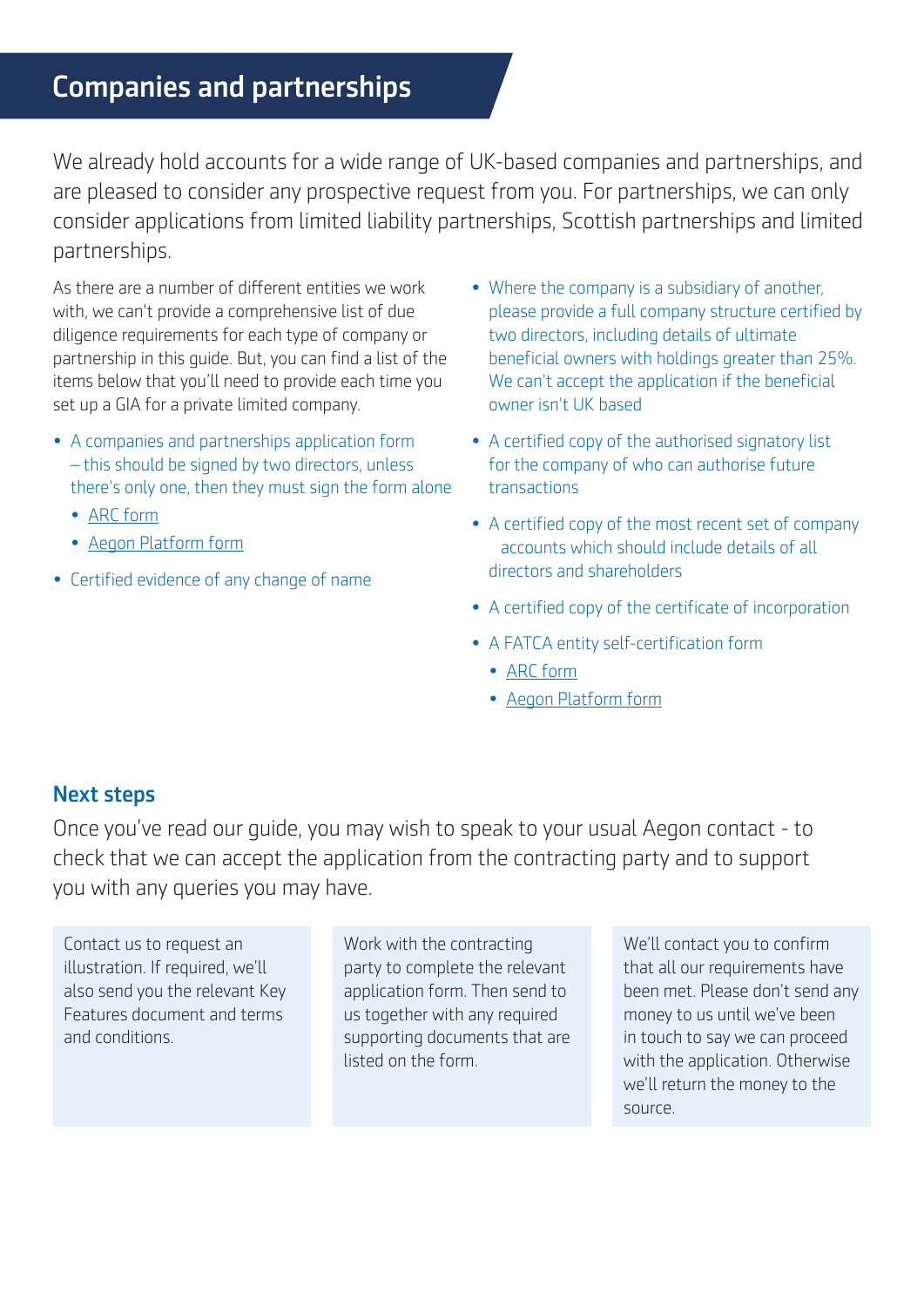# Companies and partnerships

We already hold accounts for a wide range of UK-based companies and partnerships, and are pleased to consider any prospective request from you. For partnerships, we can only consider applications from limited liability partnerships, Scottish partnerships and limited partnerships.

As there are a number of different entities we work with, we can't provide a comprehensive list of due diligence requirements for each type of company or partnership in this guide. But, you can find a list of the items below that you'll need to provide each time you set up a GIA for a private limited company.

- A companies and partnerships application form – this should be signed by two directors, unless there's only one, then they must sign the form alone
  - ARC form
  - Aegon Platform form
- Certified evidence of any change of name
- Where the company is a subsidiary of another, please provide a full company structure certified by two directors, including details of ultimate beneficial owners with holdings greater than 25%. We can't accept the application if the beneficial owner isn't UK based
- A certified copy of the authorised signatory list for the company of who can authorise future transactions
- A certified copy of the most recent set of company accounts which should include details of all directors and shareholders
- A certified copy of the certificate of incorporation
- A FATCA entity self-certification form
  - ARC form
  - Aegon Platform form

## Next steps

Once you've read our guide, you may wish to speak to your usual Aegon contact - to check that we can accept the application from the contracting party and to support you with any queries you may have.

Contact us to request an illustration. If required, we'll also send you the relevant Key Features document and terms and conditions.

Work with the contracting party to complete the relevant application form. Then send to us together with any required supporting documents that are listed on the form.

We'll contact you to confirm that all our requirements have been met. Please don't send any money to us until we've been in touch to say we can proceed with the application. Otherwise we'll return the money to the source.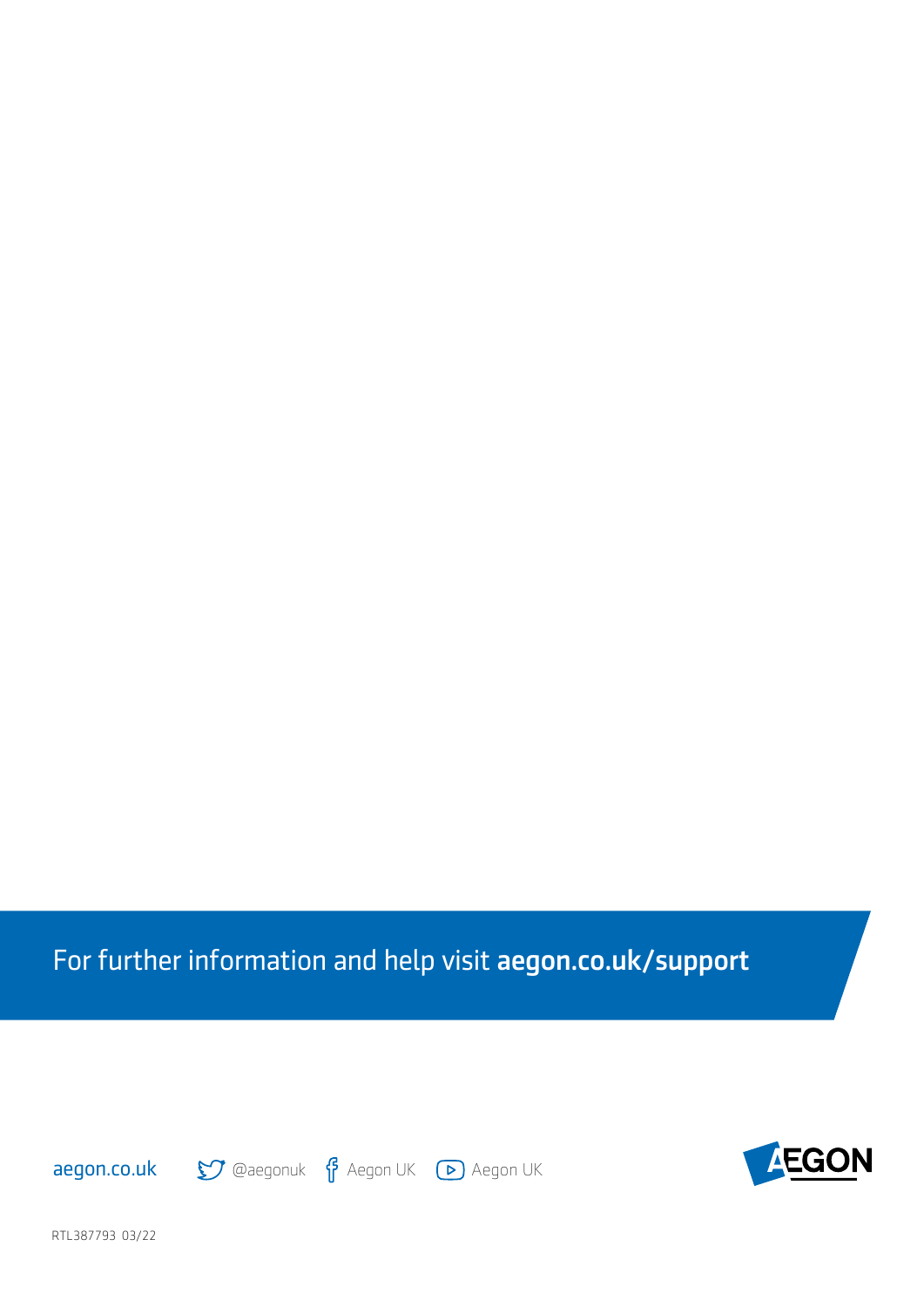For further information and help visit **aegon.co.uk/support**

aegon.co.uk

@aegonuk

Aegon UK

Aegon UK

RTL387793 03/22